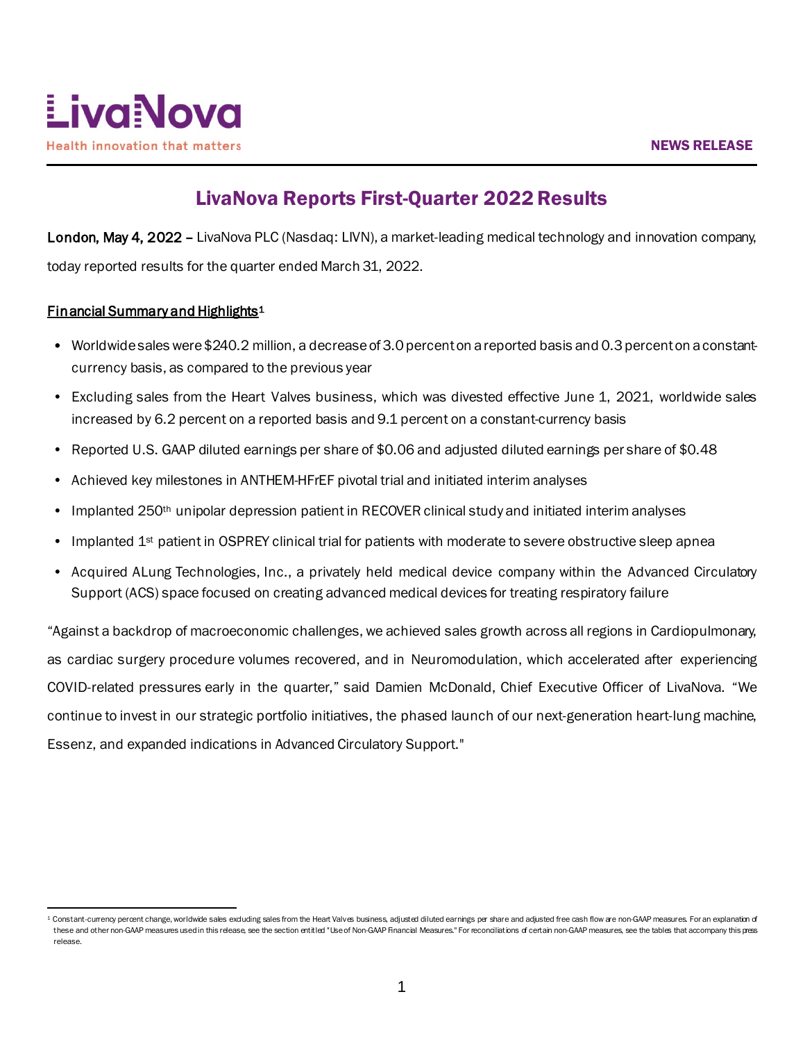LivaNova

Health innovation that matters

NEWS RELEASE

# LivaNova Reports First-Quarter 2022 Results

**London, May 4, 2022 –** LivaNova PLC (Nasdaq: LIVN), a market-leading medical technology and innovation company, today reported results for the quarter ended March 31, 2022.

## Financial Summary and Highlights[1]

- Worldwide sales were $240.2 million, a decrease of 3.0 percent on a reported basis and 0.3 percent on a constant-currency basis, as compared to the previous year
- Excluding sales from the Heart Valves business, which was divested effective June 1, 2021, worldwide sales increased by 6.2 percent on a reported basis and 9.1 percent on a constant-currency basis
- Reported U.S. GAAP diluted earnings per share of $0.06 and adjusted diluted earnings per share of $0.48
- Achieved key milestones in ANTHEM-HFrEF pivotal trial and initiated interim analyses
- Implanted 250th unipolar depression patient in RECOVER clinical study and initiated interim analyses
- Implanted 1st patient in OSPREY clinical trial for patients with moderate to severe obstructive sleep apnea
- Acquired ALung Technologies, Inc., a privately held medical device company within the Advanced Circulatory Support (ACS) space focused on creating advanced medical devices for treating respiratory failure

"Against a backdrop of macroeconomic challenges, we achieved sales growth across all regions in Cardiopulmonary, as cardiac surgery procedure volumes recovered, and in Neuromodulation, which accelerated after experiencing COVID-related pressures early in the quarter," said Damien McDonald, Chief Executive Officer of LivaNova. "We continue to invest in our strategic portfolio initiatives, the phased launch of our next-generation heart-lung machine, Essenz, and expanded indications in Advanced Circulatory Support."

[1] Constant-currency percent change, worldwide sales excluding sales from the Heart Valves business, adjusted diluted earnings per share and adjusted free cash flow are non-GAAP measures. For an explanation of these and other non-GAAP measures used in this release, see the section entitled "Use of Non-GAAP Financial Measures." For reconciliations of certain non-GAAP measures, see the tables that accompany this press release.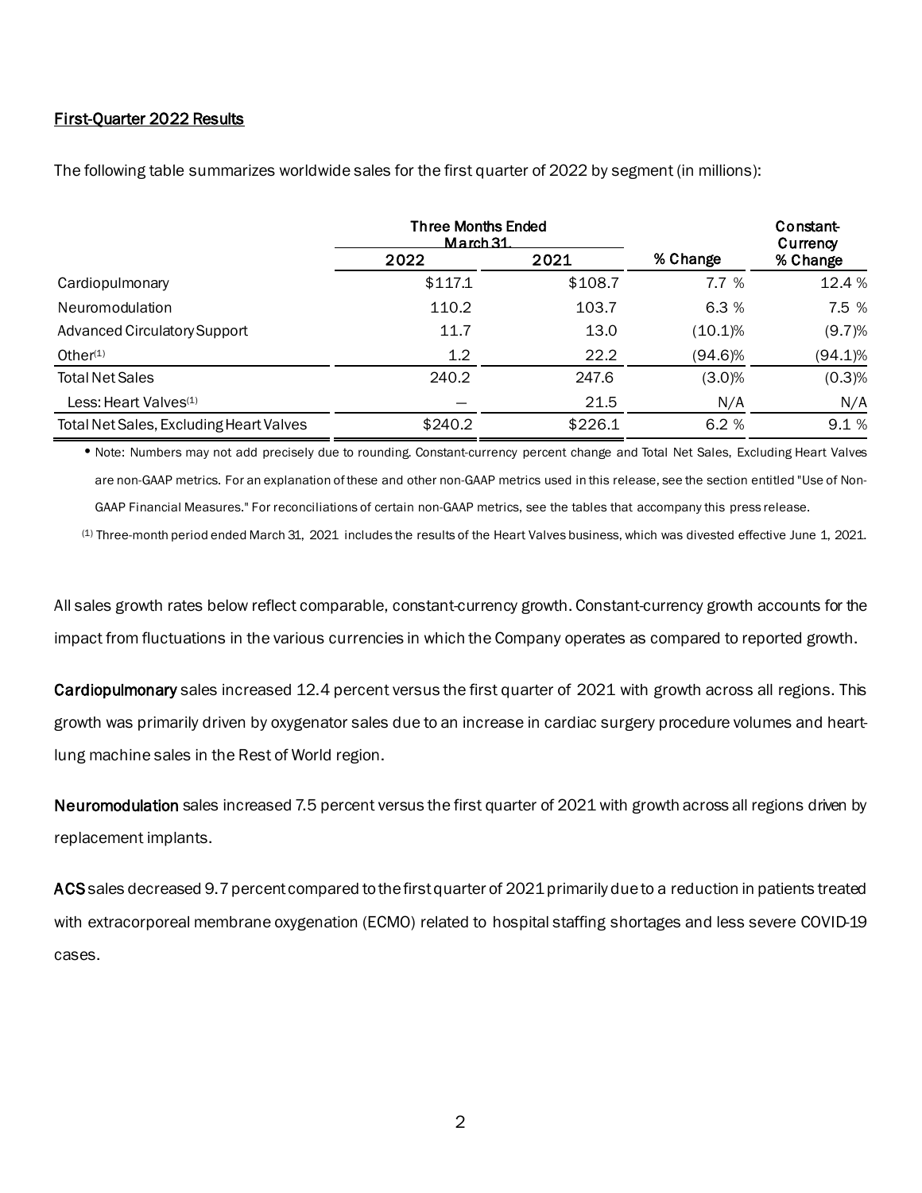First-Quarter 2022 Results

The following table summarizes worldwide sales for the first quarter of 2022 by segment (in millions):

| | Three Months Ended March 31, | | % Change | Constant-Currency % Change |
|---|---|---|---|---|
| | 2022 | 2021 | | |
| Cardiopulmonary | $117.1 | $108.7 | 7.7 % | 12.4 % |
| Neuromodulation | 110.2 | 103.7 | 6.3 % | 7.5 % |
| Advanced Circulatory Support | 11.7 | 13.0 | (10.1)% | (9.7)% |
| Other[(1)] | 1.2 | 22.2 | (94.6)% | (94.1)% |
| Total Net Sales | 240.2 | 247.6 | (3.0)% | (0.3)% |
| Less: Heart Valves[(1)] | — | 21.5 | N/A | N/A |
| Total Net Sales, Excluding Heart Valves | $240.2 | $226.1 | 6.2 % | 9.1 % |

- Note: Numbers may not add precisely due to rounding. Constant-currency percent change and Total Net Sales, Excluding Heart Valves are non-GAAP metrics. For an explanation of these and other non-GAAP metrics used in this release, see the section entitled "Use of Non-GAAP Financial Measures." For reconciliations of certain non-GAAP metrics, see the tables that accompany this press release.

(1) Three-month period ended March 31, 2021 includes the results of the Heart Valves business, which was divested effective June 1, 2021.

All sales growth rates below reflect comparable, constant-currency growth. Constant-currency growth accounts for the impact from fluctuations in the various currencies in which the Company operates as compared to reported growth.

**Cardiopulmonary** sales increased 12.4 percent versus the first quarter of 2021 with growth across all regions. This growth was primarily driven by oxygenator sales due to an increase in cardiac surgery procedure volumes and heart-lung machine sales in the Rest of World region.

**Neuromodulation** sales increased 7.5 percent versus the first quarter of 2021 with growth across all regions driven by replacement implants.

**ACS** sales decreased 9.7 percent compared to the first quarter of 2021 primarily due to a reduction in patients treated with extracorporeal membrane oxygenation (ECMO) related to hospital staffing shortages and less severe COVID-19 cases.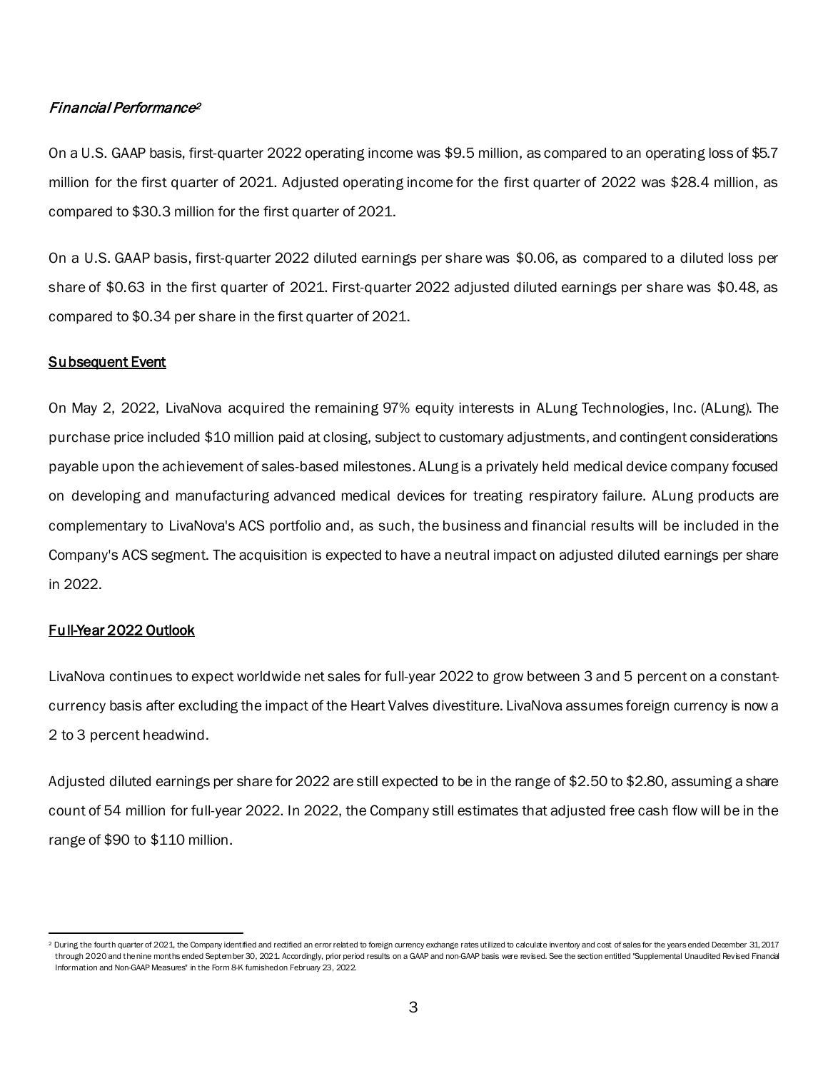*Financial Performance*[2]

On a U.S. GAAP basis, first-quarter 2022 operating income was $9.5 million, as compared to an operating loss of $5.7 million for the first quarter of 2021. Adjusted operating income for the first quarter of 2022 was $28.4 million, as compared to $30.3 million for the first quarter of 2021.

On a U.S. GAAP basis, first-quarter 2022 diluted earnings per share was $0.06, as compared to a diluted loss per share of $0.63 in the first quarter of 2021. First-quarter 2022 adjusted diluted earnings per share was $0.48, as compared to $0.34 per share in the first quarter of 2021.

## Subsequent Event

On May 2, 2022, LivaNova acquired the remaining 97% equity interests in ALung Technologies, Inc. (ALung). The purchase price included $10 million paid at closing, subject to customary adjustments, and contingent considerations payable upon the achievement of sales-based milestones. ALung is a privately held medical device company focused on developing and manufacturing advanced medical devices for treating respiratory failure. ALung products are complementary to LivaNova's ACS portfolio and, as such, the business and financial results will be included in the Company's ACS segment. The acquisition is expected to have a neutral impact on adjusted diluted earnings per share in 2022.

## Full-Year 2022 Outlook

LivaNova continues to expect worldwide net sales for full-year 2022 to grow between 3 and 5 percent on a constant-currency basis after excluding the impact of the Heart Valves divestiture. LivaNova assumes foreign currency is now a 2 to 3 percent headwind.

Adjusted diluted earnings per share for 2022 are still expected to be in the range of $2.50 to $2.80, assuming a share count of 54 million for full-year 2022. In 2022, the Company still estimates that adjusted free cash flow will be in the range of $90 to $110 million.

---

[2] During the fourth quarter of 2021, the Company identified and rectified an error related to foreign currency exchange rates utilized to calculate inventory and cost of sales for the years ended December 31, 2017 through 2020 and the nine months ended September 30, 2021. Accordingly, prior period results on a GAAP and non-GAAP basis were revised. See the section entitled "Supplemental Unaudited Revised Financial Information and Non-GAAP Measures" in the Form 8-K furnished on February 23, 2022.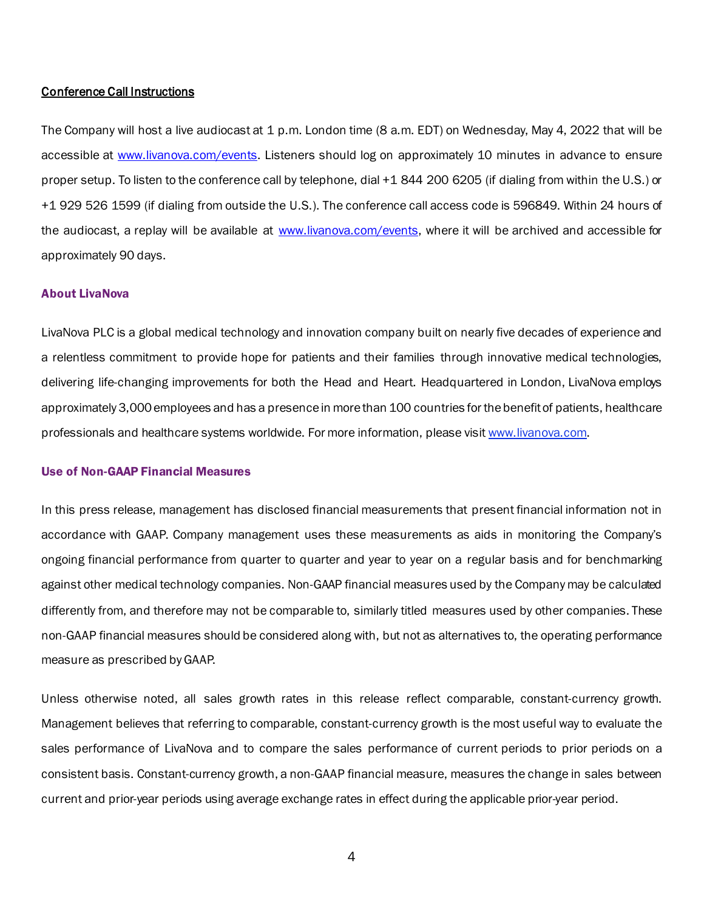**Conference Call Instructions**

The Company will host a live audiocast at 1 p.m. London time (8 a.m. EDT) on Wednesday, May 4, 2022 that will be accessible at www.livanova.com/events. Listeners should log on approximately 10 minutes in advance to ensure proper setup. To listen to the conference call by telephone, dial +1 844 200 6205 (if dialing from within the U.S.) or +1 929 526 1599 (if dialing from outside the U.S.). The conference call access code is 596849. Within 24 hours of the audiocast, a replay will be available at www.livanova.com/events, where it will be archived and accessible for approximately 90 days.

## About LivaNova

LivaNova PLC is a global medical technology and innovation company built on nearly five decades of experience and a relentless commitment to provide hope for patients and their families through innovative medical technologies, delivering life-changing improvements for both the Head and Heart. Headquartered in London, LivaNova employs approximately 3,000 employees and has a presence in more than 100 countries for the benefit of patients, healthcare professionals and healthcare systems worldwide. For more information, please visit www.livanova.com.

## Use of Non-GAAP Financial Measures

In this press release, management has disclosed financial measurements that present financial information not in accordance with GAAP. Company management uses these measurements as aids in monitoring the Company's ongoing financial performance from quarter to quarter and year to year on a regular basis and for benchmarking against other medical technology companies. Non-GAAP financial measures used by the Company may be calculated differently from, and therefore may not be comparable to, similarly titled measures used by other companies. These non-GAAP financial measures should be considered along with, but not as alternatives to, the operating performance measure as prescribed by GAAP.

Unless otherwise noted, all sales growth rates in this release reflect comparable, constant-currency growth. Management believes that referring to comparable, constant-currency growth is the most useful way to evaluate the sales performance of LivaNova and to compare the sales performance of current periods to prior periods on a consistent basis. Constant-currency growth, a non-GAAP financial measure, measures the change in sales between current and prior-year periods using average exchange rates in effect during the applicable prior-year period.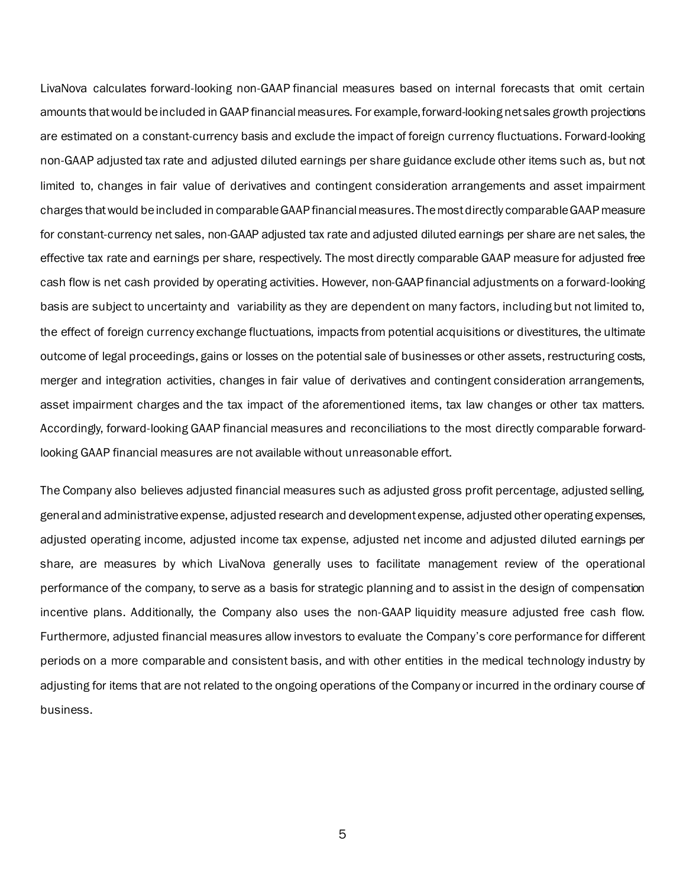LivaNova calculates forward-looking non-GAAP financial measures based on internal forecasts that omit certain amounts that would be included in GAAP financial measures. For example, forward-looking net sales growth projections are estimated on a constant-currency basis and exclude the impact of foreign currency fluctuations. Forward-looking non-GAAP adjusted tax rate and adjusted diluted earnings per share guidance exclude other items such as, but not limited to, changes in fair value of derivatives and contingent consideration arrangements and asset impairment charges that would be included in comparable GAAP financial measures. The most directly comparable GAAP measure for constant-currency net sales, non-GAAP adjusted tax rate and adjusted diluted earnings per share are net sales, the effective tax rate and earnings per share, respectively. The most directly comparable GAAP measure for adjusted free cash flow is net cash provided by operating activities. However, non-GAAP financial adjustments on a forward-looking basis are subject to uncertainty and variability as they are dependent on many factors, including but not limited to, the effect of foreign currency exchange fluctuations, impacts from potential acquisitions or divestitures, the ultimate outcome of legal proceedings, gains or losses on the potential sale of businesses or other assets, restructuring costs, merger and integration activities, changes in fair value of derivatives and contingent consideration arrangements, asset impairment charges and the tax impact of the aforementioned items, tax law changes or other tax matters. Accordingly, forward-looking GAAP financial measures and reconciliations to the most directly comparable forward-looking GAAP financial measures are not available without unreasonable effort.

The Company also believes adjusted financial measures such as adjusted gross profit percentage, adjusted selling, general and administrative expense, adjusted research and development expense, adjusted other operating expenses, adjusted operating income, adjusted income tax expense, adjusted net income and adjusted diluted earnings per share, are measures by which LivaNova generally uses to facilitate management review of the operational performance of the company, to serve as a basis for strategic planning and to assist in the design of compensation incentive plans. Additionally, the Company also uses the non-GAAP liquidity measure adjusted free cash flow. Furthermore, adjusted financial measures allow investors to evaluate the Company's core performance for different periods on a more comparable and consistent basis, and with other entities in the medical technology industry by adjusting for items that are not related to the ongoing operations of the Company or incurred in the ordinary course of business.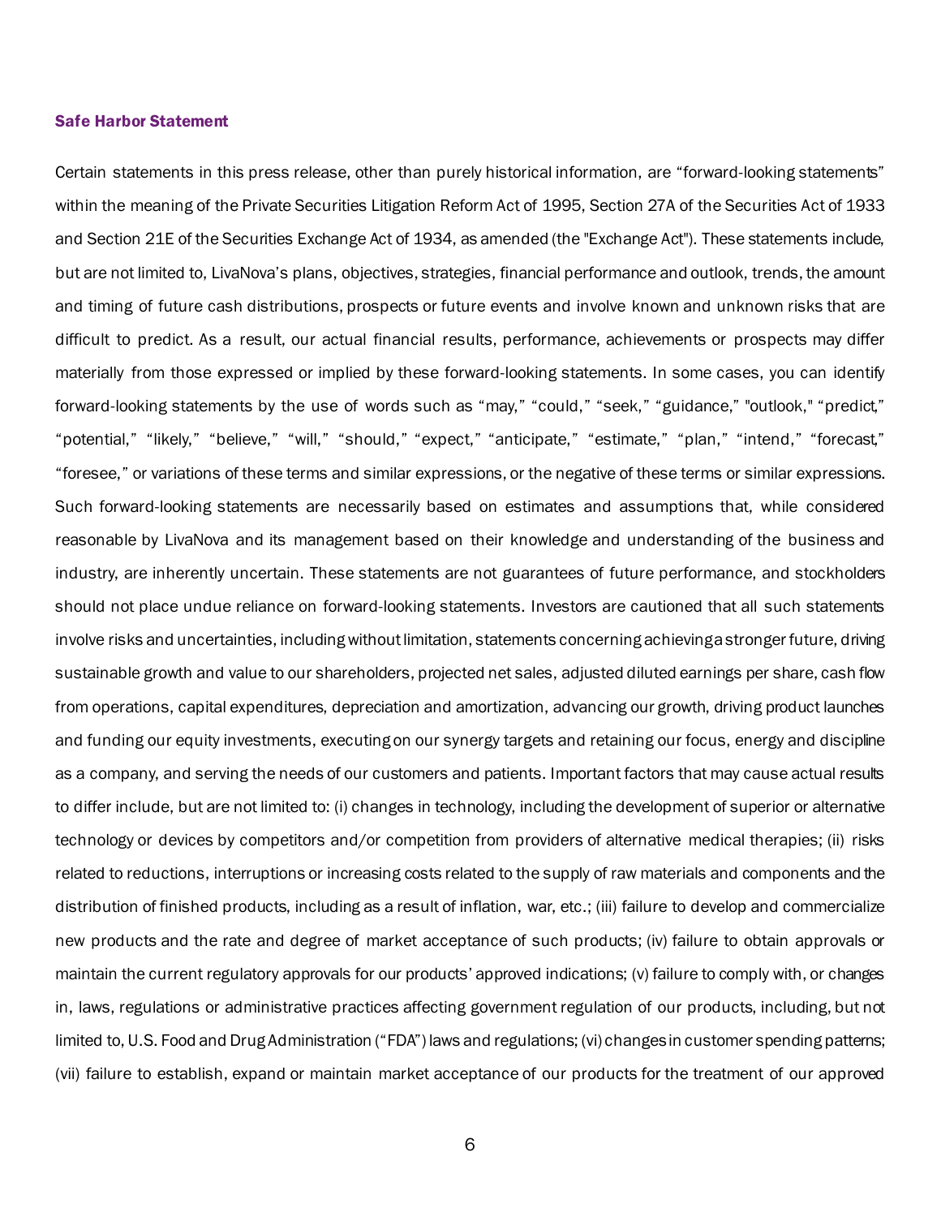**Safe Harbor Statement**

Certain statements in this press release, other than purely historical information, are "forward-looking statements" within the meaning of the Private Securities Litigation Reform Act of 1995, Section 27A of the Securities Act of 1933 and Section 21E of the Securities Exchange Act of 1934, as amended (the "Exchange Act"). These statements include, but are not limited to, LivaNova's plans, objectives, strategies, financial performance and outlook, trends, the amount and timing of future cash distributions, prospects or future events and involve known and unknown risks that are difficult to predict. As a result, our actual financial results, performance, achievements or prospects may differ materially from those expressed or implied by these forward-looking statements. In some cases, you can identify forward-looking statements by the use of words such as "may," "could," "seek," "guidance," "outlook," "predict," "potential," "likely," "believe," "will," "should," "expect," "anticipate," "estimate," "plan," "intend," "forecast," "foresee," or variations of these terms and similar expressions, or the negative of these terms or similar expressions. Such forward-looking statements are necessarily based on estimates and assumptions that, while considered reasonable by LivaNova and its management based on their knowledge and understanding of the business and industry, are inherently uncertain. These statements are not guarantees of future performance, and stockholders should not place undue reliance on forward-looking statements. Investors are cautioned that all such statements involve risks and uncertainties, including without limitation, statements concerning achieving a stronger future, driving sustainable growth and value to our shareholders, projected net sales, adjusted diluted earnings per share, cash flow from operations, capital expenditures, depreciation and amortization, advancing our growth, driving product launches and funding our equity investments, executing on our synergy targets and retaining our focus, energy and discipline as a company, and serving the needs of our customers and patients. Important factors that may cause actual results to differ include, but are not limited to: (i) changes in technology, including the development of superior or alternative technology or devices by competitors and/or competition from providers of alternative medical therapies; (ii) risks related to reductions, interruptions or increasing costs related to the supply of raw materials and components and the distribution of finished products, including as a result of inflation, war, etc.; (iii) failure to develop and commercialize new products and the rate and degree of market acceptance of such products; (iv) failure to obtain approvals or maintain the current regulatory approvals for our products' approved indications; (v) failure to comply with, or changes in, laws, regulations or administrative practices affecting government regulation of our products, including, but not limited to, U.S. Food and Drug Administration ("FDA") laws and regulations; (vi) changes in customer spending patterns; (vii) failure to establish, expand or maintain market acceptance of our products for the treatment of our approved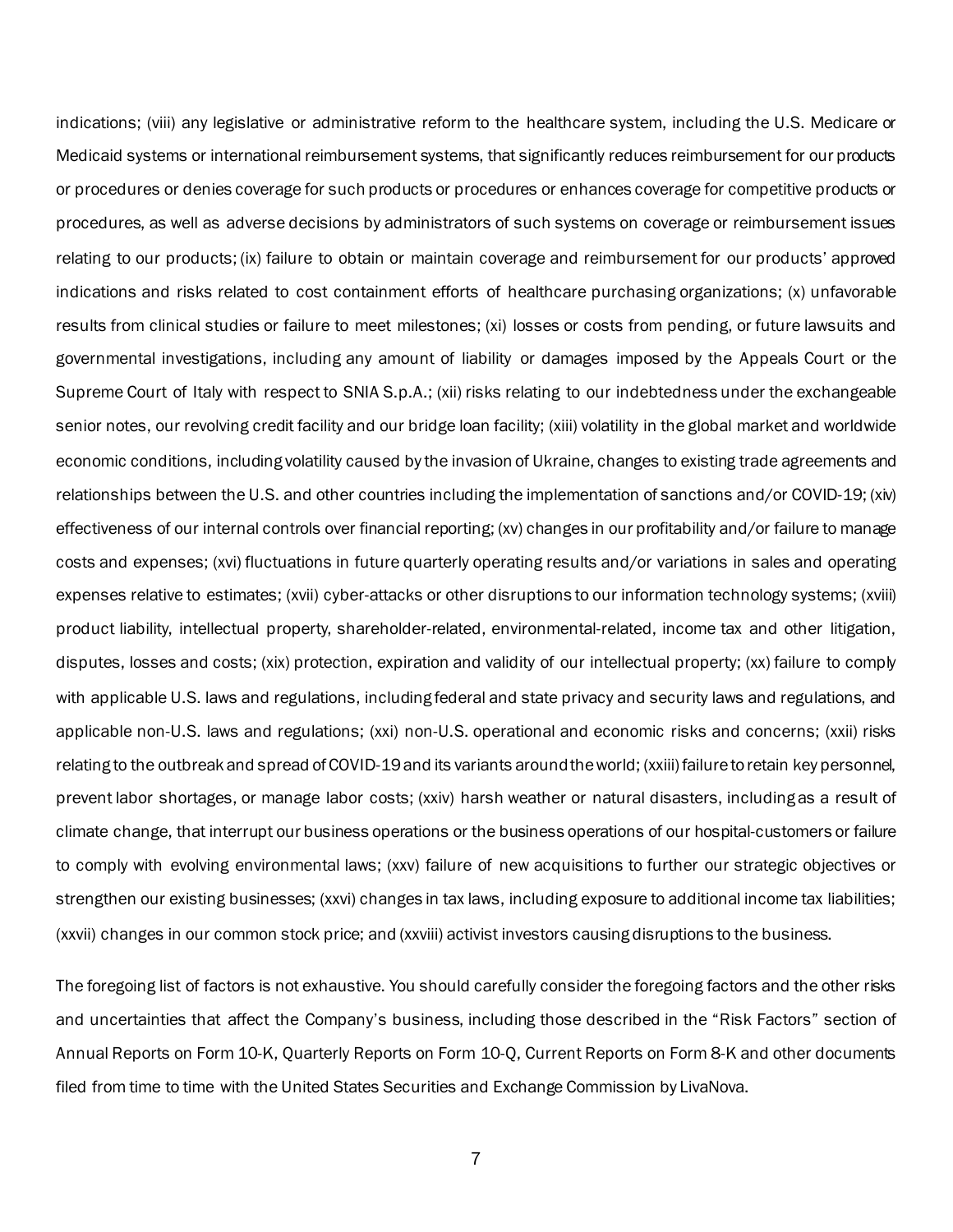indications; (viii) any legislative or administrative reform to the healthcare system, including the U.S. Medicare or Medicaid systems or international reimbursement systems, that significantly reduces reimbursement for our products or procedures or denies coverage for such products or procedures or enhances coverage for competitive products or procedures, as well as adverse decisions by administrators of such systems on coverage or reimbursement issues relating to our products; (ix) failure to obtain or maintain coverage and reimbursement for our products' approved indications and risks related to cost containment efforts of healthcare purchasing organizations; (x) unfavorable results from clinical studies or failure to meet milestones; (xi) losses or costs from pending, or future lawsuits and governmental investigations, including any amount of liability or damages imposed by the Appeals Court or the Supreme Court of Italy with respect to SNIA S.p.A.; (xii) risks relating to our indebtedness under the exchangeable senior notes, our revolving credit facility and our bridge loan facility; (xiii) volatility in the global market and worldwide economic conditions, including volatility caused by the invasion of Ukraine, changes to existing trade agreements and relationships between the U.S. and other countries including the implementation of sanctions and/or COVID-19; (xiv) effectiveness of our internal controls over financial reporting; (xv) changes in our profitability and/or failure to manage costs and expenses; (xvi) fluctuations in future quarterly operating results and/or variations in sales and operating expenses relative to estimates; (xvii) cyber-attacks or other disruptions to our information technology systems; (xviii) product liability, intellectual property, shareholder-related, environmental-related, income tax and other litigation, disputes, losses and costs; (xix) protection, expiration and validity of our intellectual property; (xx) failure to comply with applicable U.S. laws and regulations, including federal and state privacy and security laws and regulations, and applicable non-U.S. laws and regulations; (xxi) non-U.S. operational and economic risks and concerns; (xxii) risks relating to the outbreak and spread of COVID-19 and its variants around the world; (xxiii) failure to retain key personnel, prevent labor shortages, or manage labor costs; (xxiv) harsh weather or natural disasters, including as a result of climate change, that interrupt our business operations or the business operations of our hospital-customers or failure to comply with evolving environmental laws; (xxv) failure of new acquisitions to further our strategic objectives or strengthen our existing businesses; (xxvi) changes in tax laws, including exposure to additional income tax liabilities; (xxvii) changes in our common stock price; and (xxviii) activist investors causing disruptions to the business.

The foregoing list of factors is not exhaustive. You should carefully consider the foregoing factors and the other risks and uncertainties that affect the Company's business, including those described in the "Risk Factors" section of Annual Reports on Form 10-K, Quarterly Reports on Form 10-Q, Current Reports on Form 8-K and other documents filed from time to time with the United States Securities and Exchange Commission by LivaNova.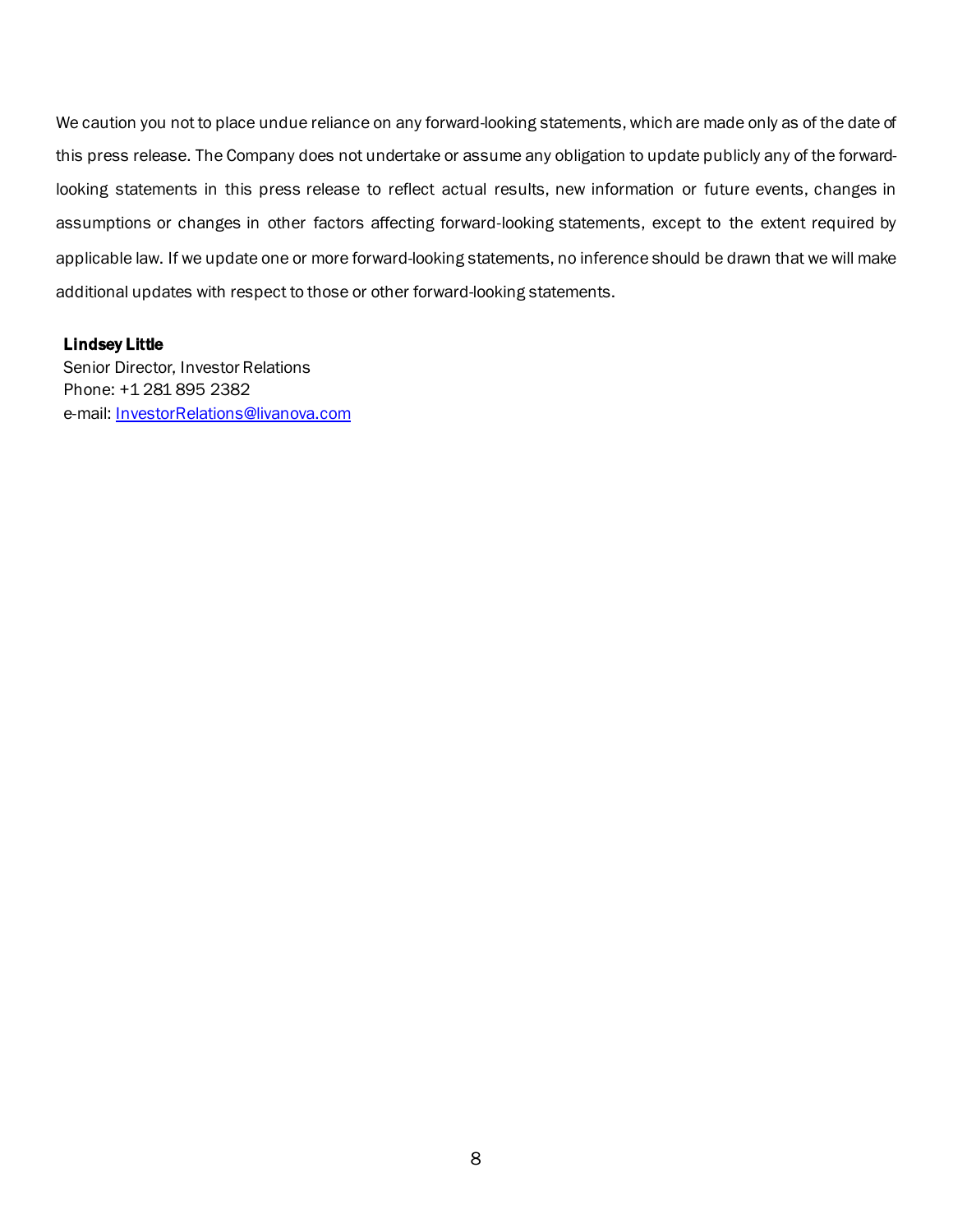We caution you not to place undue reliance on any forward-looking statements, which are made only as of the date of this press release. The Company does not undertake or assume any obligation to update publicly any of the forward-looking statements in this press release to reflect actual results, new information or future events, changes in assumptions or changes in other factors affecting forward-looking statements, except to the extent required by applicable law. If we update one or more forward-looking statements, no inference should be drawn that we will make additional updates with respect to those or other forward-looking statements.

**Lindsey Little**
Senior Director, Investor Relations
Phone: +1 281 895 2382
e-mail: InvestorRelations@livanova.com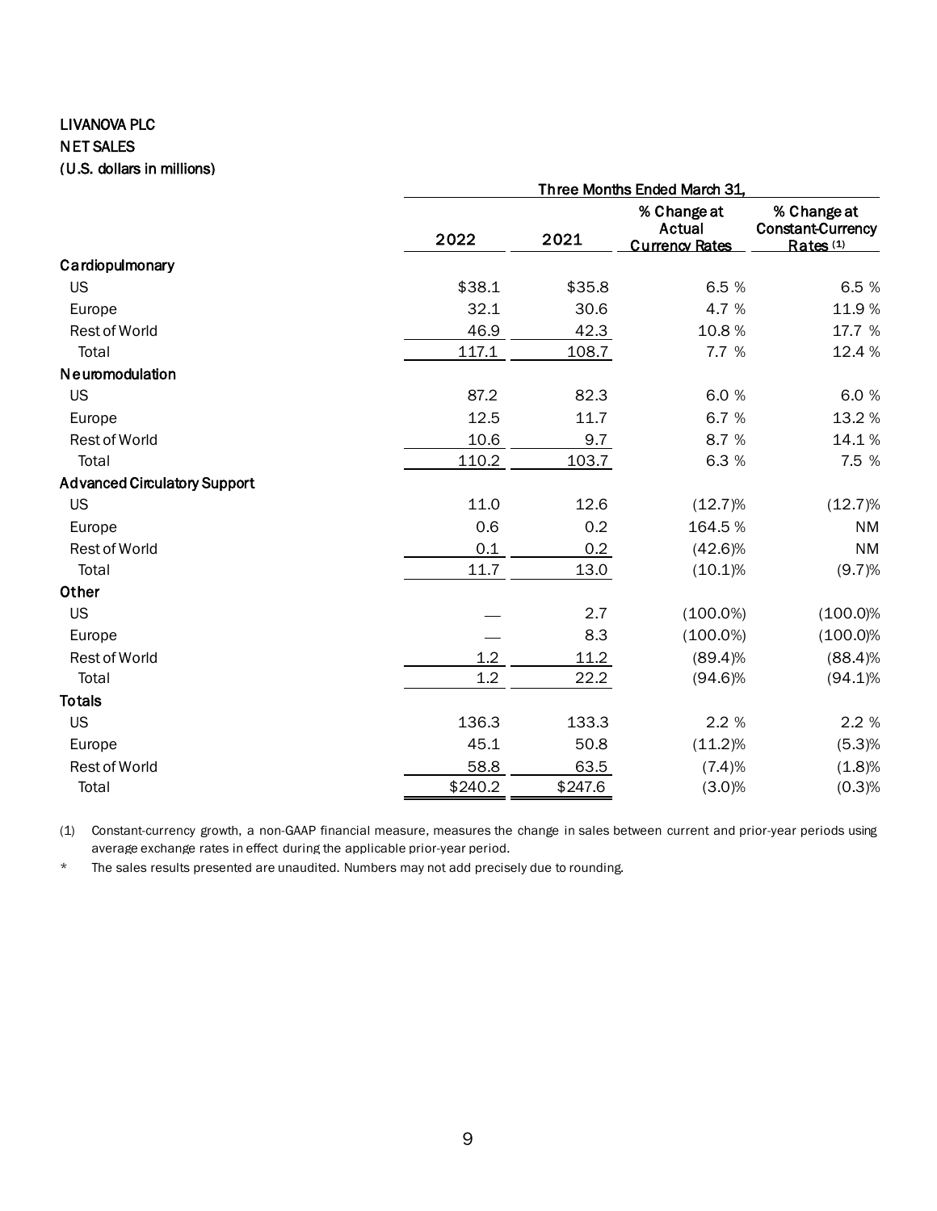LIVANOVA PLC

NET SALES

(U.S. dollars in millions)

| | Three Months Ended March 31, | | | |
|---|---|---|---|---|
| | 2022 | 2021 | % Change at Actual Currency Rates | % Change at Constant-Currency Rates (1) |
| **Cardiopulmonary** | | | | |
| US | $38.1 | $35.8 | 6.5 % | 6.5 % |
| Europe | 32.1 | 30.6 | 4.7 % | 11.9 % |
| Rest of World | 46.9 | 42.3 | 10.8 % | 17.7 % |
| Total | 117.1 | 108.7 | 7.7 % | 12.4 % |
| **Neuromodulation** | | | | |
| US | 87.2 | 82.3 | 6.0 % | 6.0 % |
| Europe | 12.5 | 11.7 | 6.7 % | 13.2 % |
| Rest of World | 10.6 | 9.7 | 8.7 % | 14.1 % |
| Total | 110.2 | 103.7 | 6.3 % | 7.5 % |
| **Advanced Circulatory Support** | | | | |
| US | 11.0 | 12.6 | (12.7)% | (12.7)% |
| Europe | 0.6 | 0.2 | 164.5 % | NM |
| Rest of World | 0.1 | 0.2 | (42.6)% | NM |
| Total | 11.7 | 13.0 | (10.1)% | (9.7)% |
| **Other** | | | | |
| US | — | 2.7 | (100.0%) | (100.0)% |
| Europe | — | 8.3 | (100.0%) | (100.0)% |
| Rest of World | 1.2 | 11.2 | (89.4)% | (88.4)% |
| Total | 1.2 | 22.2 | (94.6)% | (94.1)% |
| **Totals** | | | | |
| US | 136.3 | 133.3 | 2.2 % | 2.2 % |
| Europe | 45.1 | 50.8 | (11.2)% | (5.3)% |
| Rest of World | 58.8 | 63.5 | (7.4)% | (1.8)% |
| Total | $240.2 | $247.6 | (3.0)% | (0.3)% |

(1) Constant-currency growth, a non-GAAP financial measure, measures the change in sales between current and prior-year periods using average exchange rates in effect during the applicable prior-year period.

\* The sales results presented are unaudited. Numbers may not add precisely due to rounding.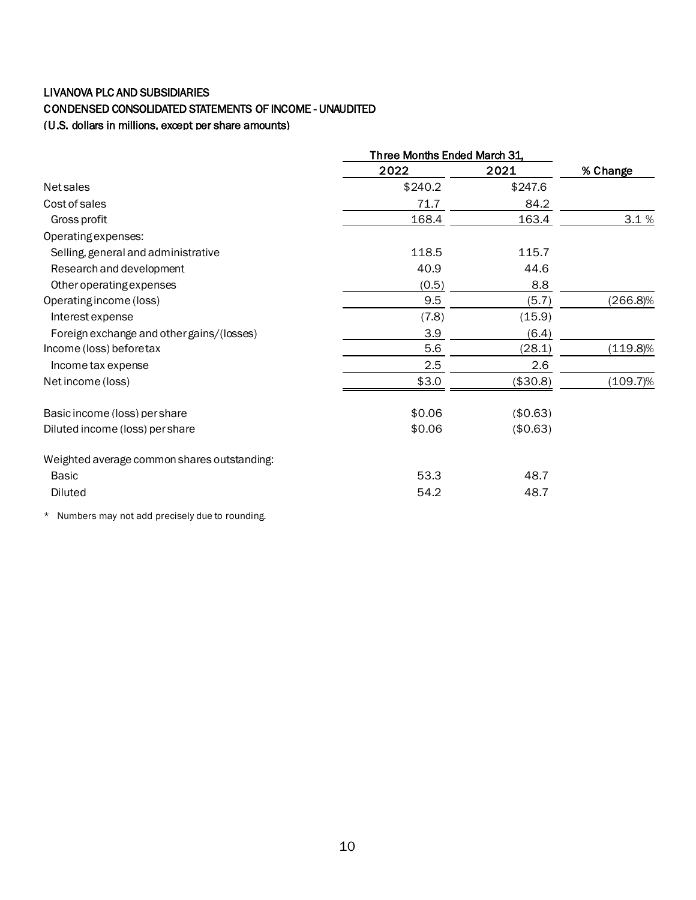LIVANOVA PLC AND SUBSIDIARIES

CONDENSED CONSOLIDATED STATEMENTS OF INCOME - UNAUDITED

(U.S. dollars in millions, except per share amounts)

| | Three Months Ended March 31, | | |
|---|---|---|---|
| | 2022 | 2021 | % Change |
| Net sales | $240.2 | $247.6 | |
| Cost of sales | 71.7 | 84.2 | |
| Gross profit | 168.4 | 163.4 | 3.1 % |
| Operating expenses: | | | |
| Selling, general and administrative | 118.5 | 115.7 | |
| Research and development | 40.9 | 44.6 | |
| Other operating expenses | (0.5) | 8.8 | |
| Operating income (loss) | 9.5 | (5.7) | (266.8)% |
| Interest expense | (7.8) | (15.9) | |
| Foreign exchange and other gains/(losses) | 3.9 | (6.4) | |
| Income (loss) before tax | 5.6 | (28.1) | (119.8)% |
| Income tax expense | 2.5 | 2.6 | |
| Net income (loss) | $3.0 | ($30.8) | (109.7)% |
| | | | |
| Basic income (loss) per share | $0.06 | ($0.63) | |
| Diluted income (loss) per share | $0.06 | ($0.63) | |
| | | | |
| Weighted average common shares outstanding: | | | |
| Basic | 53.3 | 48.7 | |
| Diluted | 54.2 | 48.7 | |

* Numbers may not add precisely due to rounding.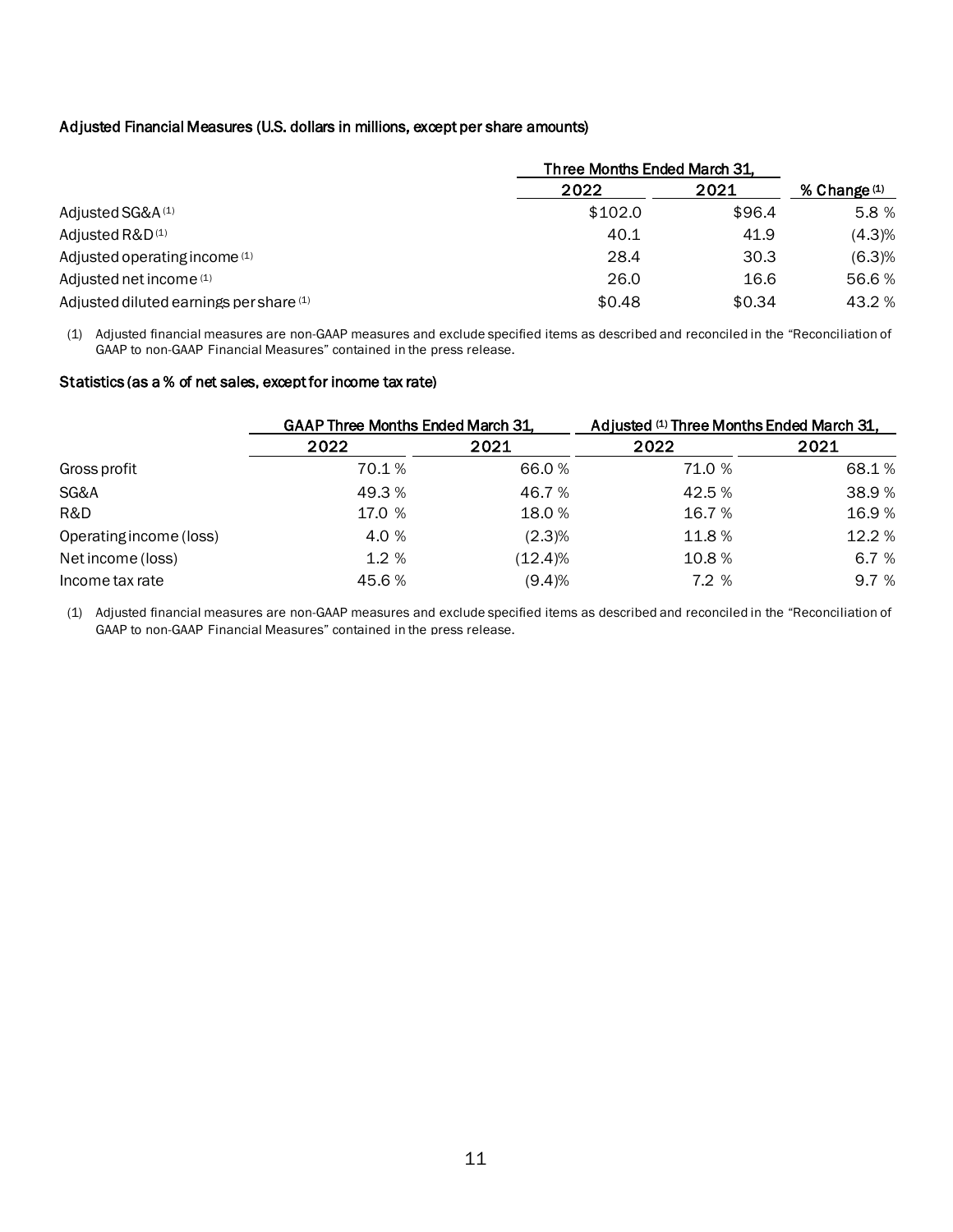Adjusted Financial Measures (U.S. dollars in millions, except per share amounts)

| | Three Months Ended March 31, | | |
|---|---|---|---|
| | 2022 | 2021 | % Change [1] |
| Adjusted SG&A [1] | $102.0 | $96.4 | 5.8 % |
| Adjusted R&D [1] | 40.1 | 41.9 | (4.3)% |
| Adjusted operating income [1] | 28.4 | 30.3 | (6.3)% |
| Adjusted net income [1] | 26.0 | 16.6 | 56.6 % |
| Adjusted diluted earnings per share [1] | $0.48 | $0.34 | 43.2 % |

(1) Adjusted financial measures are non-GAAP measures and exclude specified items as described and reconciled in the "Reconciliation of GAAP to non-GAAP Financial Measures" contained in the press release.

Statistics (as a % of net sales, except for income tax rate)

| | GAAP Three Months Ended March 31, | | Adjusted [1] Three Months Ended March 31, | |
|---|---|---|---|---|
| | 2022 | 2021 | 2022 | 2021 |
| Gross profit | 70.1 % | 66.0 % | 71.0 % | 68.1 % |
| SG&A | 49.3 % | 46.7 % | 42.5 % | 38.9 % |
| R&D | 17.0 % | 18.0 % | 16.7 % | 16.9 % |
| Operating income (loss) | 4.0 % | (2.3)% | 11.8 % | 12.2 % |
| Net income (loss) | 1.2 % | (12.4)% | 10.8 % | 6.7 % |
| Income tax rate | 45.6 % | (9.4)% | 7.2 % | 9.7 % |

(1) Adjusted financial measures are non-GAAP measures and exclude specified items as described and reconciled in the "Reconciliation of GAAP to non-GAAP Financial Measures" contained in the press release.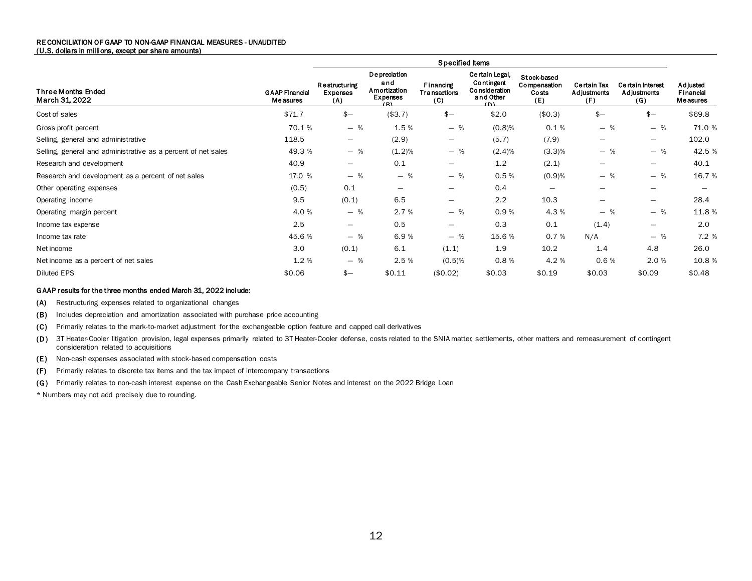RECONCILIATION OF GAAP TO NON-GAAP FINANCIAL MEASURES - UNAUDITED
(U.S. dollars in millions, except per share amounts)

| Three Months Ended March 31, 2022 | GAAP Financial Measures | Specified Items | | | | | | | Adjusted Financial Measures |
|---|---|---|---|---|---|---|---|---|---|
| | | Restructuring Expenses (A) | Depreciation and Amortization Expenses (B) | Financing Transactions (C) | Certain Legal, Contingent Consideration and Other (D) | Stock-based Compensation Costs (E) | Certain Tax Adjustments (F) | Certain Interest Adjustments (G) | |
| Cost of sales | $71.7 | $— | ($3.7) | $— | $2.0 | ($0.3) | $— | $— | $69.8 |
| Gross profit percent | 70.1 % | — % | 1.5 % | — % | (0.8)% | 0.1 % | — % | — % | 71.0 % |
| Selling, general and administrative | 118.5 | — | (2.9) | — | (5.7) | (7.9) | — | — | 102.0 |
| Selling, general and administrative as a percent of net sales | 49.3 % | — % | (1.2)% | — % | (2.4)% | (3.3)% | — % | — % | 42.5 % |
| Research and development | 40.9 | — | 0.1 | — | 1.2 | (2.1) | — | — | 40.1 |
| Research and development as a percent of net sales | 17.0 % | — % | — % | — % | 0.5 % | (0.9)% | — % | — % | 16.7 % |
| Other operating expenses | (0.5) | 0.1 | — | — | 0.4 | — | — | — | — |
| Operating income | 9.5 | (0.1) | 6.5 | — | 2.2 | 10.3 | — | — | 28.4 |
| Operating margin percent | 4.0 % | — % | 2.7 % | — % | 0.9 % | 4.3 % | — % | — % | 11.8 % |
| Income tax expense | 2.5 | — | 0.5 | — | 0.3 | 0.1 | (1.4) | — | 2.0 |
| Income tax rate | 45.6 % | — % | 6.9 % | — % | 15.6 % | 0.7 % | N/A | — % | 7.2 % |
| Net income | 3.0 | (0.1) | 6.1 | (1.1) | 1.9 | 10.2 | 1.4 | 4.8 | 26.0 |
| Net income as a percent of net sales | 1.2 % | — % | 2.5 % | (0.5)% | 0.8 % | 4.2 % | 0.6 % | 2.0 % | 10.8 % |
| Diluted EPS | $0.06 | $— | $0.11 | ($0.02) | $0.03 | $0.19 | $0.03 | $0.09 | $0.48 |

**GAAP results for the three months ended March 31, 2022 include:**

**(A)** Restructuring expenses related to organizational changes

**(B)** Includes depreciation and amortization associated with purchase price accounting

**(C)** Primarily relates to the mark-to-market adjustment for the exchangeable option feature and capped call derivatives

**(D)** 3T Heater-Cooler litigation provision, legal expenses primarily related to 3T Heater-Cooler defense, costs related to the SNIA matter, settlements, other matters and remeasurement of contingent consideration related to acquisitions

**(E)** Non-cash expenses associated with stock-based compensation costs

**(F)** Primarily relates to discrete tax items and the tax impact of intercompany transactions

**(G)** Primarily relates to non-cash interest expense on the Cash Exchangeable Senior Notes and interest on the 2022 Bridge Loan

* Numbers may not add precisely due to rounding.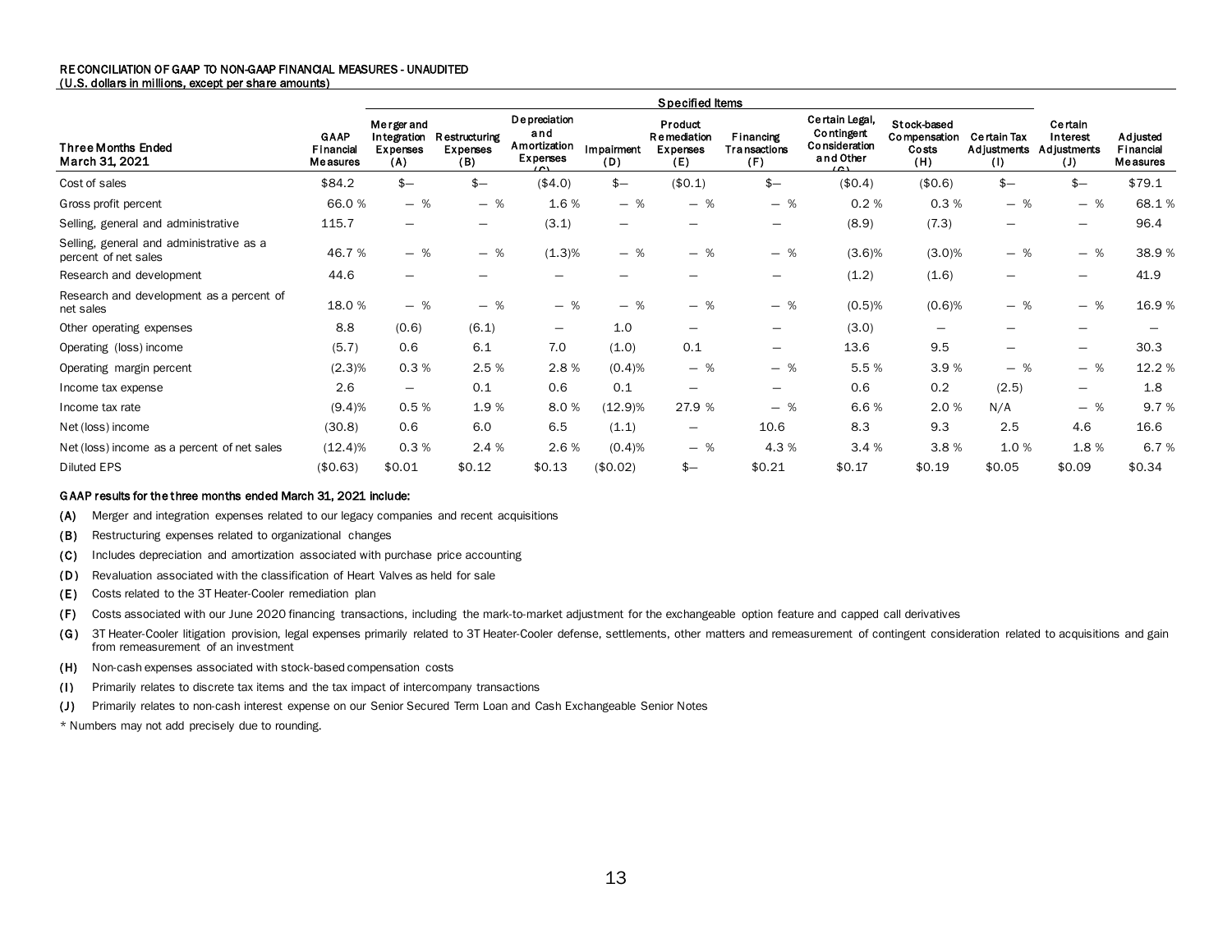RECONCILIATION OF GAAP TO NON-GAAP FINANCIAL MEASURES - UNAUDITED
(U.S. dollars in millions, except per share amounts)

| Three Months Ended March 31, 2021 | GAAP Financial Measures | Specified Items: Merger and Integration Expenses (A) | Restructuring Expenses (B) | Depreciation and Amortization Expenses (C) | Impairment (D) | Product Remediation Expenses (E) | Financing Transactions (F) | Certain Legal, Contingent Consideration and Other (G) | Stock-based Compensation Costs (H) | Certain Tax Adjustments (I) | Certain Interest Adjustments (J) | Adjusted Financial Measures |
|---|---|---|---|---|---|---|---|---|---|---|---|---|
| Cost of sales | $84.2 | $— | $— | ($4.0) | $— | ($0.1) | $— | ($0.4) | ($0.6) | $— | $— | $79.1 |
| Gross profit percent | 66.0 % | — % | — % | 1.6 % | — % | — % | — % | 0.2 % | 0.3 % | — % | — % | 68.1 % |
| Selling, general and administrative | 115.7 | — | — | (3.1) | — | — | — | (8.9) | (7.3) | — | — | 96.4 |
| Selling, general and administrative as a percent of net sales | 46.7 % | — % | — % | (1.3)% | — % | — % | — % | (3.6)% | (3.0)% | — % | — % | 38.9 % |
| Research and development | 44.6 | — | — | — | — | — | — | (1.2) | (1.6) | — | — | 41.9 |
| Research and development as a percent of net sales | 18.0 % | — % | — % | — % | — % | — % | — % | (0.5)% | (0.6)% | — % | — % | 16.9 % |
| Other operating expenses | 8.8 | (0.6) | (6.1) | — | 1.0 | — | — | (3.0) | — | — | — | — |
| Operating (loss) income | (5.7) | 0.6 | 6.1 | 7.0 | (1.0) | 0.1 | — | 13.6 | 9.5 | — | — | 30.3 |
| Operating margin percent | (2.3)% | 0.3 % | 2.5 % | 2.8 % | (0.4)% | — % | — % | 5.5 % | 3.9 % | — % | — % | 12.2 % |
| Income tax expense | 2.6 | — | 0.1 | 0.6 | 0.1 | — | — | 0.6 | 0.2 | (2.5) | — | 1.8 |
| Income tax rate | (9.4)% | 0.5 % | 1.9 % | 8.0 % | (12.9)% | 27.9 % | — % | 6.6 % | 2.0 % | N/A | — % | 9.7 % |
| Net (loss) income | (30.8) | 0.6 | 6.0 | 6.5 | (1.1) | — | 10.6 | 8.3 | 9.3 | 2.5 | 4.6 | 16.6 |
| Net (loss) income as a percent of net sales | (12.4)% | 0.3 % | 2.4 % | 2.6 % | (0.4)% | — % | 4.3 % | 3.4 % | 3.8 % | 1.0 % | 1.8 % | 6.7 % |
| Diluted EPS | ($0.63) | $0.01 | $0.12 | $0.13 | ($0.02) | $— | $0.21 | $0.17 | $0.19 | $0.05 | $0.09 | $0.34 |

**GAAP results for the three months ended March 31, 2021 include:**

**(A)** Merger and integration expenses related to our legacy companies and recent acquisitions

**(B)** Restructuring expenses related to organizational changes

**(C)** Includes depreciation and amortization associated with purchase price accounting

**(D)** Revaluation associated with the classification of Heart Valves as held for sale

**(E)** Costs related to the 3T Heater-Cooler remediation plan

**(F)** Costs associated with our June 2020 financing transactions, including the mark-to-market adjustment for the exchangeable option feature and capped call derivatives

**(G)** 3T Heater-Cooler litigation provision, legal expenses primarily related to 3T Heater-Cooler defense, settlements, other matters and remeasurement of contingent consideration related to acquisitions and gain from remeasurement of an investment

**(H)** Non-cash expenses associated with stock-based compensation costs

**(I)** Primarily relates to discrete tax items and the tax impact of intercompany transactions

**(J)** Primarily relates to non-cash interest expense on our Senior Secured Term Loan and Cash Exchangeable Senior Notes

* Numbers may not add precisely due to rounding.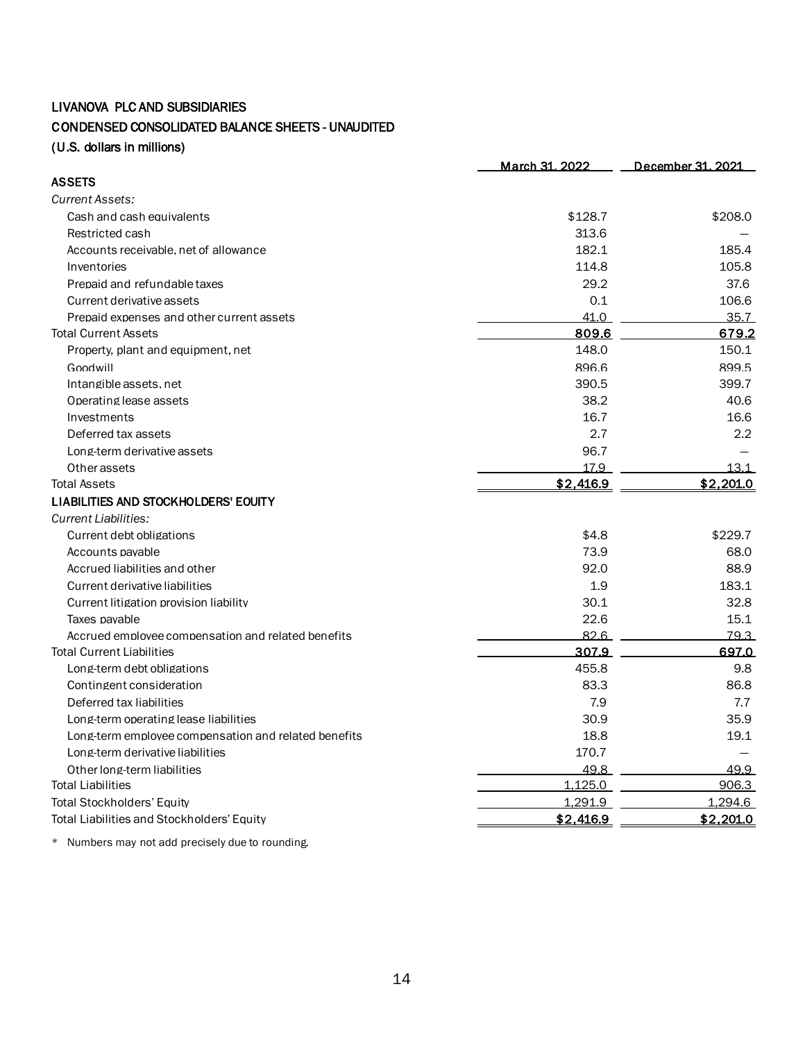LIVANOVA PLC AND SUBSIDIARIES

CONDENSED CONSOLIDATED BALANCE SHEETS - UNAUDITED

(U.S. dollars in millions)

| | March 31, 2022 | December 31, 2021 |
|---|---|---|
| **ASSETS** | | |
| *Current Assets:* | | |
| Cash and cash equivalents | $128.7 | $208.0 |
| Restricted cash | 313.6 | — |
| Accounts receivable, net of allowance | 182.1 | 185.4 |
| Inventories | 114.8 | 105.8 |
| Prepaid and refundable taxes | 29.2 | 37.6 |
| Current derivative assets | 0.1 | 106.6 |
| Prepaid expenses and other current assets | 41.0 | 35.7 |
| Total Current Assets | 809.6 | 679.2 |
| Property, plant and equipment, net | 148.0 | 150.1 |
| Goodwill | 896.6 | 899.5 |
| Intangible assets, net | 390.5 | 399.7 |
| Operating lease assets | 38.2 | 40.6 |
| Investments | 16.7 | 16.6 |
| Deferred tax assets | 2.7 | 2.2 |
| Long-term derivative assets | 96.7 | — |
| Other assets | 17.9 | 13.1 |
| Total Assets | $2,416.9 | $2,201.0 |
| **LIABILITIES AND STOCKHOLDERS' EQUITY** | | |
| *Current Liabilities:* | | |
| Current debt obligations | $4.8 | $229.7 |
| Accounts payable | 73.9 | 68.0 |
| Accrued liabilities and other | 92.0 | 88.9 |
| Current derivative liabilities | 1.9 | 183.1 |
| Current litigation provision liability | 30.1 | 32.8 |
| Taxes payable | 22.6 | 15.1 |
| Accrued employee compensation and related benefits | 82.6 | 79.3 |
| Total Current Liabilities | 307.9 | 697.0 |
| Long-term debt obligations | 455.8 | 9.8 |
| Contingent consideration | 83.3 | 86.8 |
| Deferred tax liabilities | 7.9 | 7.7 |
| Long-term operating lease liabilities | 30.9 | 35.9 |
| Long-term employee compensation and related benefits | 18.8 | 19.1 |
| Long-term derivative liabilities | 170.7 | — |
| Other long-term liabilities | 49.8 | 49.9 |
| Total Liabilities | 1,125.0 | 906.3 |
| Total Stockholders' Equity | 1,291.9 | 1,294.6 |
| Total Liabilities and Stockholders' Equity | $2,416.9 | $2,201.0 |

* Numbers may not add precisely due to rounding.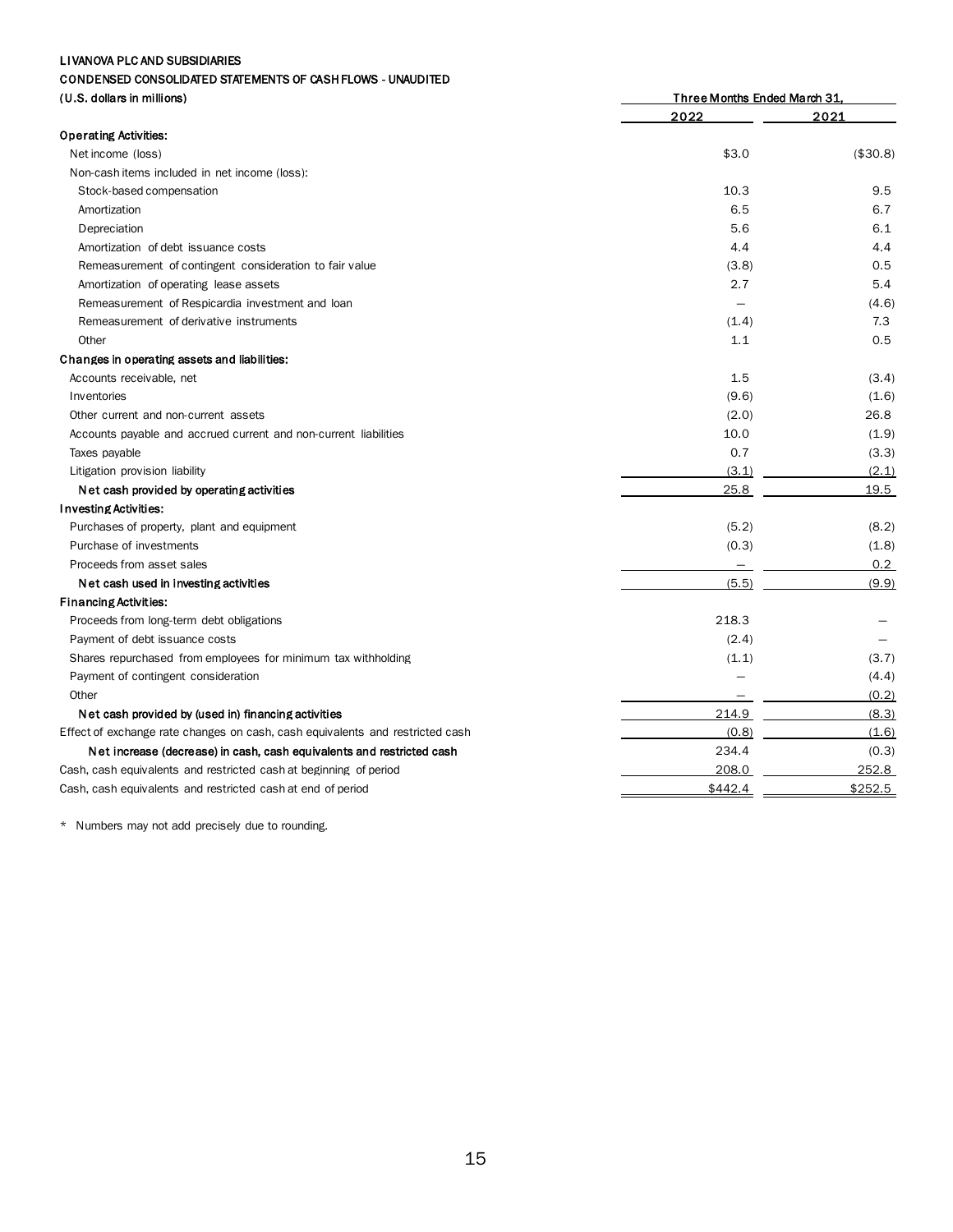LIVANOVA PLC AND SUBSIDIARIES

CONDENSED CONSOLIDATED STATEMENTS OF CASH FLOWS - UNAUDITED

(U.S. dollars in millions)

| | Three Months Ended March 31, | |
|---|---|---|
| | 2022 | 2021 |
| **Operating Activities:** | | |
| Net income (loss) | $3.0 | ($30.8) |
| Non-cash items included in net income (loss): | | |
| Stock-based compensation | 10.3 | 9.5 |
| Amortization | 6.5 | 6.7 |
| Depreciation | 5.6 | 6.1 |
| Amortization of debt issuance costs | 4.4 | 4.4 |
| Remeasurement of contingent consideration to fair value | (3.8) | 0.5 |
| Amortization of operating lease assets | 2.7 | 5.4 |
| Remeasurement of Respicardia investment and loan | — | (4.6) |
| Remeasurement of derivative instruments | (1.4) | 7.3 |
| Other | 1.1 | 0.5 |
| **Changes in operating assets and liabilities:** | | |
| Accounts receivable, net | 1.5 | (3.4) |
| Inventories | (9.6) | (1.6) |
| Other current and non-current assets | (2.0) | 26.8 |
| Accounts payable and accrued current and non-current liabilities | 10.0 | (1.9) |
| Taxes payable | 0.7 | (3.3) |
| Litigation provision liability | (3.1) | (2.1) |
| **Net cash provided by operating activities** | 25.8 | 19.5 |
| **Investing Activities:** | | |
| Purchases of property, plant and equipment | (5.2) | (8.2) |
| Purchase of investments | (0.3) | (1.8) |
| Proceeds from asset sales | — | 0.2 |
| **Net cash used in investing activities** | (5.5) | (9.9) |
| **Financing Activities:** | | |
| Proceeds from long-term debt obligations | 218.3 | — |
| Payment of debt issuance costs | (2.4) | — |
| Shares repurchased from employees for minimum tax withholding | (1.1) | (3.7) |
| Payment of contingent consideration | — | (4.4) |
| Other | — | (0.2) |
| **Net cash provided by (used in) financing activities** | 214.9 | (8.3) |
| Effect of exchange rate changes on cash, cash equivalents and restricted cash | (0.8) | (1.6) |
| **Net increase (decrease) in cash, cash equivalents and restricted cash** | 234.4 | (0.3) |
| Cash, cash equivalents and restricted cash at beginning of period | 208.0 | 252.8 |
| Cash, cash equivalents and restricted cash at end of period | $442.4 | $252.5 |

\* Numbers may not add precisely due to rounding.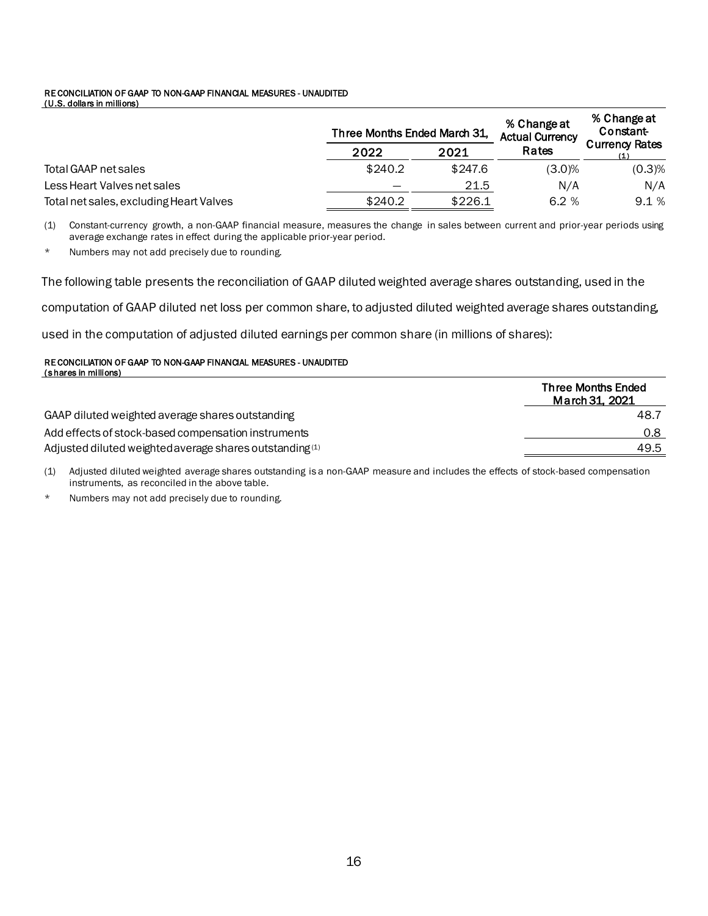RECONCILIATION OF GAAP TO NON-GAAP FINANCIAL MEASURES - UNAUDITED
(U.S. dollars in millions)

| | Three Months Ended March 31, | | % Change at Actual Currency Rates | % Change at Constant-Currency Rates (1) |
|---|---|---|---|---|
| | 2022 | 2021 | | |
| Total GAAP net sales | $240.2 | $247.6 | (3.0)% | (0.3)% |
| Less Heart Valves net sales | — | 21.5 | N/A | N/A |
| Total net sales, excluding Heart Valves | $240.2 | $226.1 | 6.2 % | 9.1 % |

(1) Constant-currency growth, a non-GAAP financial measure, measures the change in sales between current and prior-year periods using average exchange rates in effect during the applicable prior-year period.

\* Numbers may not add precisely due to rounding.

The following table presents the reconciliation of GAAP diluted weighted average shares outstanding, used in the computation of GAAP diluted net loss per common share, to adjusted diluted weighted average shares outstanding, used in the computation of adjusted diluted earnings per common share (in millions of shares):

RECONCILIATION OF GAAP TO NON-GAAP FINANCIAL MEASURES - UNAUDITED
(shares in millions)

| | Three Months Ended March 31, 2021 |
|---|---|
| GAAP diluted weighted average shares outstanding | 48.7 |
| Add effects of stock-based compensation instruments | 0.8 |
| Adjusted diluted weighted average shares outstanding (1) | 49.5 |

(1) Adjusted diluted weighted average shares outstanding is a non-GAAP measure and includes the effects of stock-based compensation instruments, as reconciled in the above table.

\* Numbers may not add precisely due to rounding.